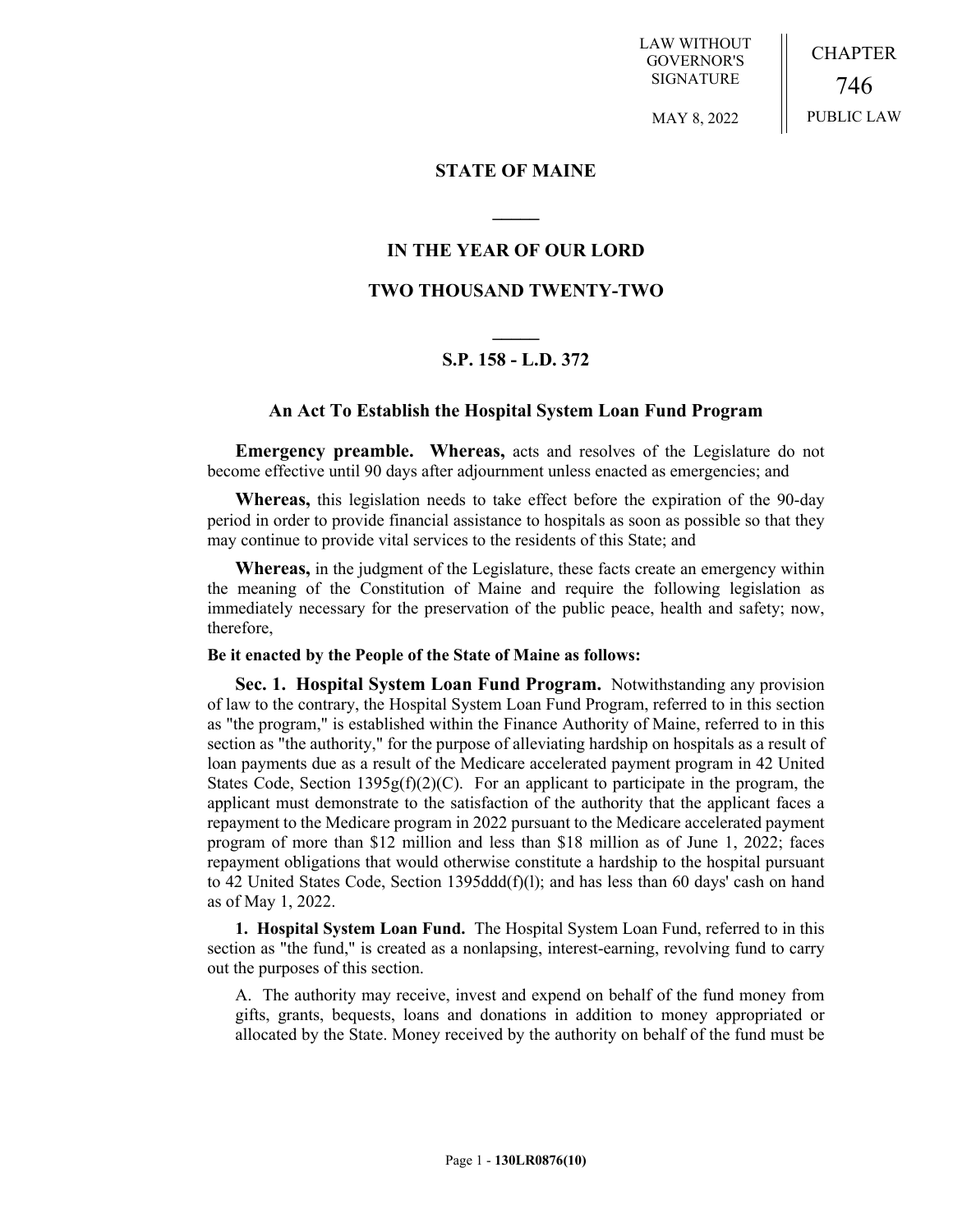LAW WITHOUT GOVERNOR'S SIGNATURE

MAY 8, 2022

CHAPTER

746

PUBLIC LAW

## STATE OF MAINE

## IN THE YEAR OF OUR LORD

## TWO THOUSAND TWENTY-TWO

## S.P. 158 - L.D. 372

### An Act To Establish the Hospital System Loan Fund Program

**Emergency preamble. Whereas,** acts and resolves of the Legislature do not become effective until 90 days after adjournment unless enacted as emergencies; and

**Whereas,** this legislation needs to take effect before the expiration of the 90-day period in order to provide financial assistance to hospitals as soon as possible so that they may continue to provide vital services to the residents of this State; and

**Whereas,** in the judgment of the Legislature, these facts create an emergency within the meaning of the Constitution of Maine and require the following legislation as immediately necessary for the preservation of the public peace, health and safety; now, therefore,

**Be it enacted by the People of the State of Maine as follows:**

**Sec. 1. Hospital System Loan Fund Program.** Notwithstanding any provision of law to the contrary, the Hospital System Loan Fund Program, referred to in this section as "the program," is established within the Finance Authority of Maine, referred to in this section as "the authority," for the purpose of alleviating hardship on hospitals as a result of loan payments due as a result of the Medicare accelerated payment program in 42 United States Code, Section 1395g(f)(2)(C). For an applicant to participate in the program, the applicant must demonstrate to the satisfaction of the authority that the applicant faces a repayment to the Medicare program in 2022 pursuant to the Medicare accelerated payment program of more than $12 million and less than $18 million as of June 1, 2022; faces repayment obligations that would otherwise constitute a hardship to the hospital pursuant to 42 United States Code, Section 1395ddd(f)(l); and has less than 60 days' cash on hand as of May 1, 2022.

**1. Hospital System Loan Fund.** The Hospital System Loan Fund, referred to in this section as "the fund," is created as a nonlapsing, interest-earning, revolving fund to carry out the purposes of this section.

A. The authority may receive, invest and expend on behalf of the fund money from gifts, grants, bequests, loans and donations in addition to money appropriated or allocated by the State. Money received by the authority on behalf of the fund must be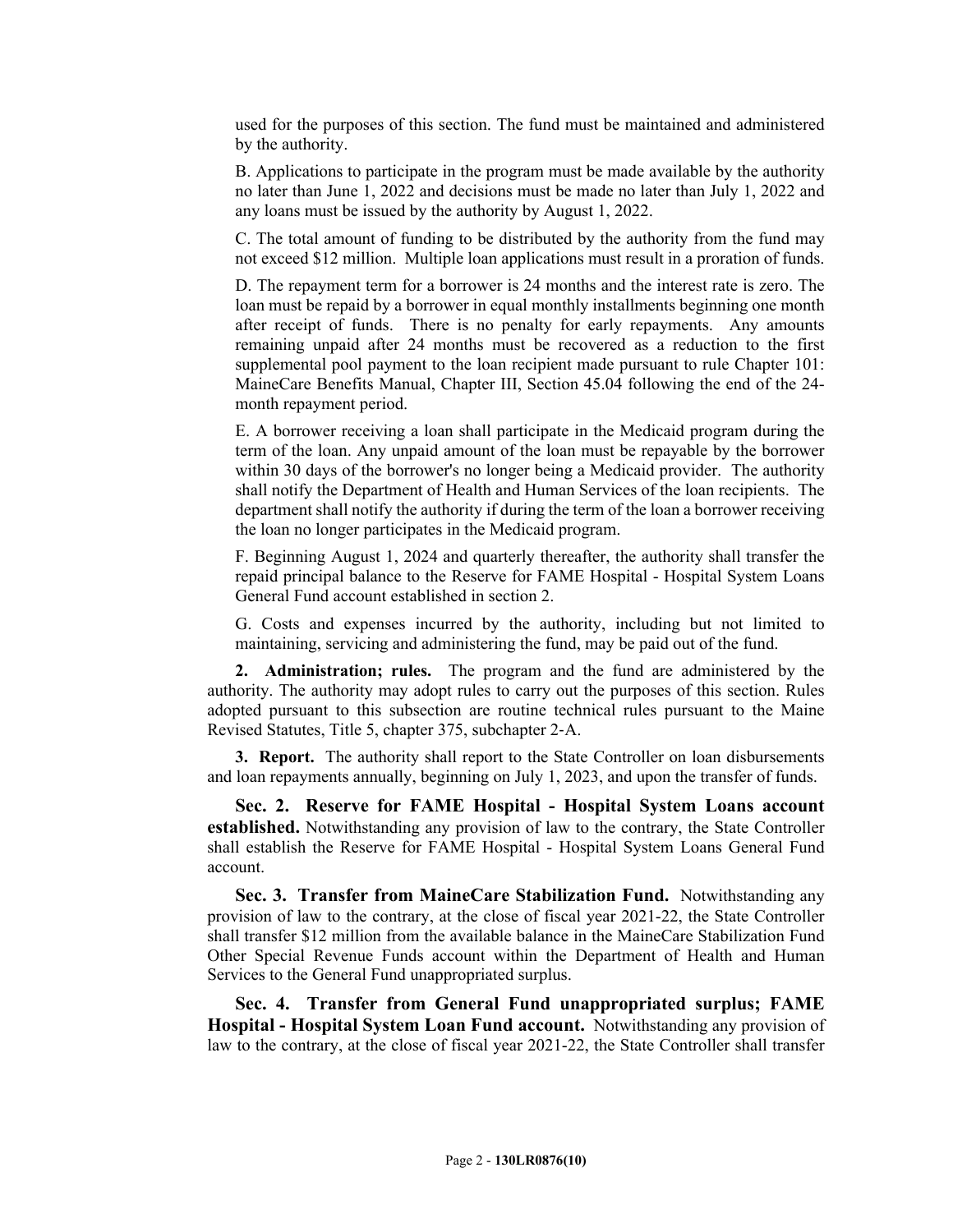used for the purposes of this section. The fund must be maintained and administered by the authority.

B. Applications to participate in the program must be made available by the authority no later than June 1, 2022 and decisions must be made no later than July 1, 2022 and any loans must be issued by the authority by August 1, 2022.

C. The total amount of funding to be distributed by the authority from the fund may not exceed $12 million. Multiple loan applications must result in a proration of funds.

D. The repayment term for a borrower is 24 months and the interest rate is zero. The loan must be repaid by a borrower in equal monthly installments beginning one month after receipt of funds. There is no penalty for early repayments. Any amounts remaining unpaid after 24 months must be recovered as a reduction to the first supplemental pool payment to the loan recipient made pursuant to rule Chapter 101: MaineCare Benefits Manual, Chapter III, Section 45.04 following the end of the 24-month repayment period.

E. A borrower receiving a loan shall participate in the Medicaid program during the term of the loan. Any unpaid amount of the loan must be repayable by the borrower within 30 days of the borrower's no longer being a Medicaid provider. The authority shall notify the Department of Health and Human Services of the loan recipients. The department shall notify the authority if during the term of the loan a borrower receiving the loan no longer participates in the Medicaid program.

F. Beginning August 1, 2024 and quarterly thereafter, the authority shall transfer the repaid principal balance to the Reserve for FAME Hospital - Hospital System Loans General Fund account established in section 2.

G. Costs and expenses incurred by the authority, including but not limited to maintaining, servicing and administering the fund, may be paid out of the fund.

**2. Administration; rules.** The program and the fund are administered by the authority. The authority may adopt rules to carry out the purposes of this section. Rules adopted pursuant to this subsection are routine technical rules pursuant to the Maine Revised Statutes, Title 5, chapter 375, subchapter 2-A.

**3. Report.** The authority shall report to the State Controller on loan disbursements and loan repayments annually, beginning on July 1, 2023, and upon the transfer of funds.

**Sec. 2. Reserve for FAME Hospital - Hospital System Loans account established.** Notwithstanding any provision of law to the contrary, the State Controller shall establish the Reserve for FAME Hospital - Hospital System Loans General Fund account.

**Sec. 3. Transfer from MaineCare Stabilization Fund.** Notwithstanding any provision of law to the contrary, at the close of fiscal year 2021-22, the State Controller shall transfer $12 million from the available balance in the MaineCare Stabilization Fund Other Special Revenue Funds account within the Department of Health and Human Services to the General Fund unappropriated surplus.

**Sec. 4. Transfer from General Fund unappropriated surplus; FAME Hospital - Hospital System Loan Fund account.** Notwithstanding any provision of law to the contrary, at the close of fiscal year 2021-22, the State Controller shall transfer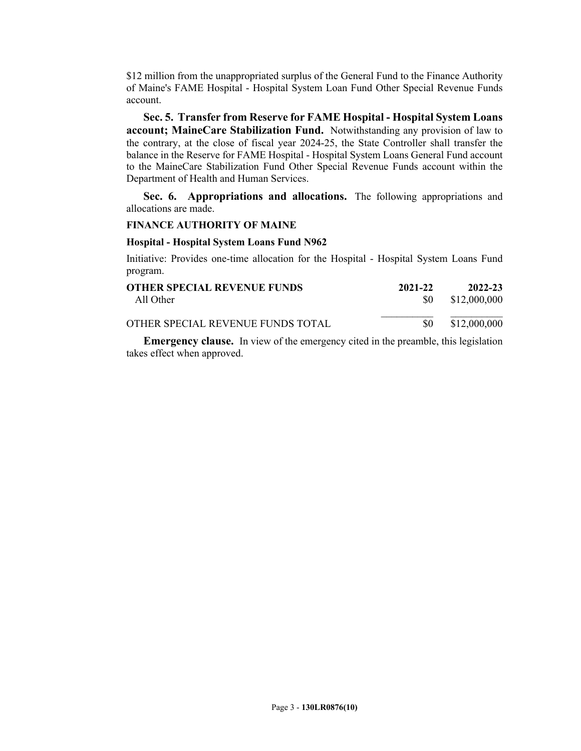$12 million from the unappropriated surplus of the General Fund to the Finance Authority of Maine's FAME Hospital - Hospital System Loan Fund Other Special Revenue Funds account.

**Sec. 5. Transfer from Reserve for FAME Hospital - Hospital System Loans account; MaineCare Stabilization Fund.** Notwithstanding any provision of law to the contrary, at the close of fiscal year 2024-25, the State Controller shall transfer the balance in the Reserve for FAME Hospital - Hospital System Loans General Fund account to the MaineCare Stabilization Fund Other Special Revenue Funds account within the Department of Health and Human Services.

**Sec. 6. Appropriations and allocations.** The following appropriations and allocations are made.

**FINANCE AUTHORITY OF MAINE**

**Hospital - Hospital System Loans Fund N962**

Initiative: Provides one-time allocation for the Hospital - Hospital System Loans Fund program.

| OTHER SPECIAL REVENUE FUNDS | 2021-22 | 2022-23 |
|---|---|---|
| All Other | $0 | $12,000,000 |
| OTHER SPECIAL REVENUE FUNDS TOTAL | $0 | $12,000,000 |

**Emergency clause.** In view of the emergency cited in the preamble, this legislation takes effect when approved.